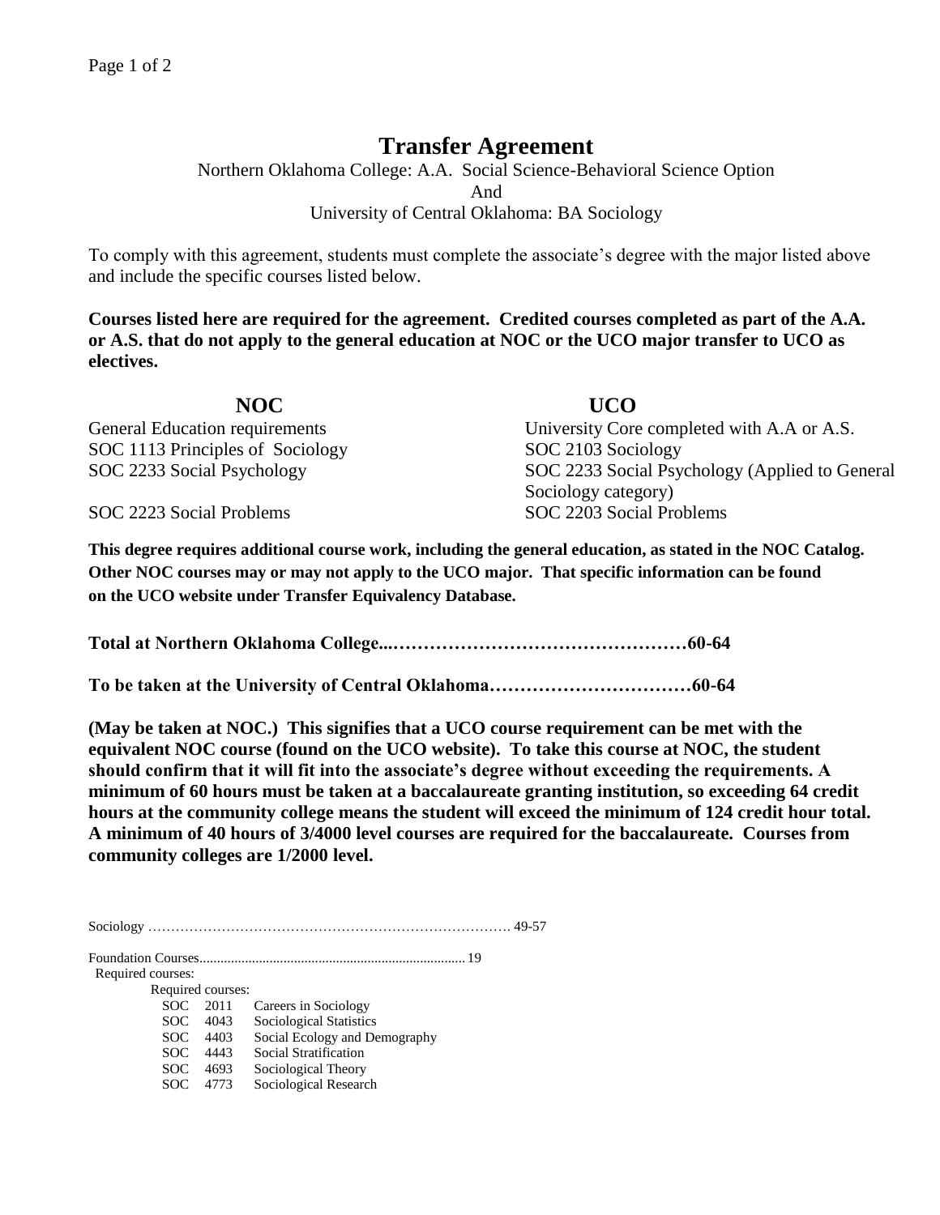# Transfer Agreement

Northern Oklahoma College: A.A. Social Science-Behavioral Science Option

And

University of Central Oklahoma: BA Sociology

To comply with this agreement, students must complete the associate's degree with the major listed above and include the specific courses listed below.

**Courses listed here are required for the agreement. Credited courses completed as part of the A.A. or A.S. that do not apply to the general education at NOC or the UCO major transfer to UCO as electives.**

| NOC | UCO |
|---|---|
| General Education requirements | University Core completed with A.A or A.S. |
| SOC 1113 Principles of Sociology | SOC 2103 Sociology |
| SOC 2233 Social Psychology | SOC 2233 Social Psychology (Applied to General Sociology category) |
| SOC 2223 Social Problems | SOC 2203 Social Problems |

**This degree requires additional course work, including the general education, as stated in the NOC Catalog. Other NOC courses may or may not apply to the UCO major. That specific information can be found on the UCO website under Transfer Equivalency Database.**

**Total at Northern Oklahoma College...…………………………………………60-64**

**To be taken at the University of Central Oklahoma……………………………60-64**

**(May be taken at NOC.) This signifies that a UCO course requirement can be met with the equivalent NOC course (found on the UCO website). To take this course at NOC, the student should confirm that it will fit into the associate's degree without exceeding the requirements. A minimum of 60 hours must be taken at a baccalaureate granting institution, so exceeding 64 credit hours at the community college means the student will exceed the minimum of 124 credit hour total. A minimum of 40 hours of 3/4000 level courses are required for the baccalaureate. Courses from community colleges are 1/2000 level.**

Sociology ……………………………………………………………………. 49-57

Foundation Courses........................................................................... 19

Required courses:

Required courses:

- SOC 2011 Careers in Sociology
- SOC 4043 Sociological Statistics
- SOC 4403 Social Ecology and Demography
- SOC 4443 Social Stratification
- SOC 4693 Sociological Theory
- SOC 4773 Sociological Research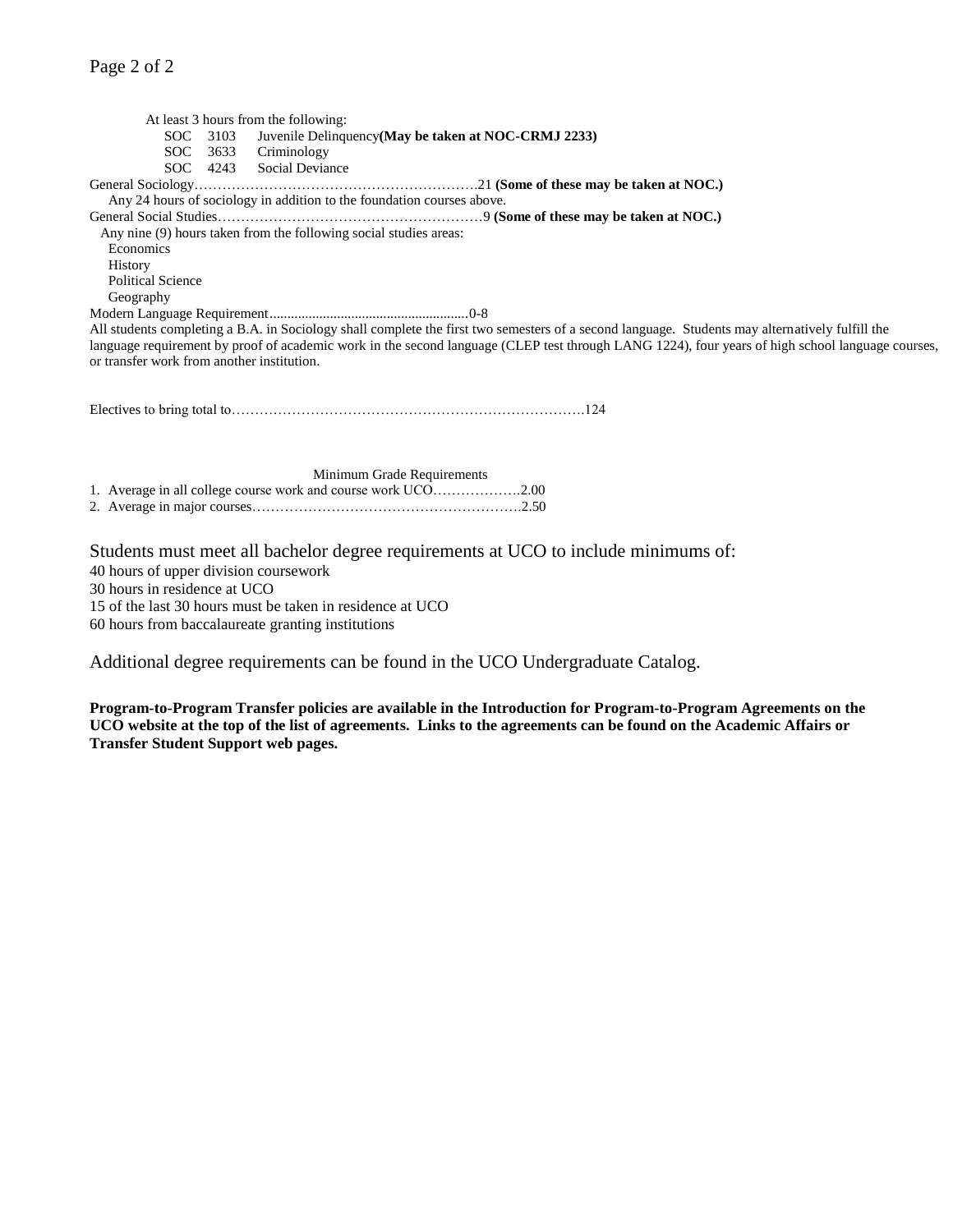At least 3 hours from the following:

SOC 3103 Juvenile Delinquency **(May be taken at NOC-CRMJ 2233)**
SOC 3633 Criminology
SOC 4243 Social Deviance

General Sociology……………………………………………………….21 **(Some of these may be taken at NOC.)**
Any 24 hours of sociology in addition to the foundation courses above.

General Social Studies…………………………………………………9 **(Some of these may be taken at NOC.)**
Any nine (9) hours taken from the following social studies areas:

- Economics
- History
- Political Science
- Geography

Modern Language Requirement........................................................0-8
All students completing a B.A. in Sociology shall complete the first two semesters of a second language. Students may alternatively fulfill the language requirement by proof of academic work in the second language (CLEP test through LANG 1224), four years of high school language courses, or transfer work from another institution.

Electives to bring total to………………………………………………………………….124

Minimum Grade Requirements

1. Average in all college course work and course work UCO……………….2.00
2. Average in major courses………………………………………………….2.50

Students must meet all bachelor degree requirements at UCO to include minimums of:

40 hours of upper division coursework
30 hours in residence at UCO
15 of the last 30 hours must be taken in residence at UCO
60 hours from baccalaureate granting institutions

Additional degree requirements can be found in the UCO Undergraduate Catalog.

**Program-to-Program Transfer policies are available in the Introduction for Program-to-Program Agreements on the UCO website at the top of the list of agreements. Links to the agreements can be found on the Academic Affairs or Transfer Student Support web pages.**